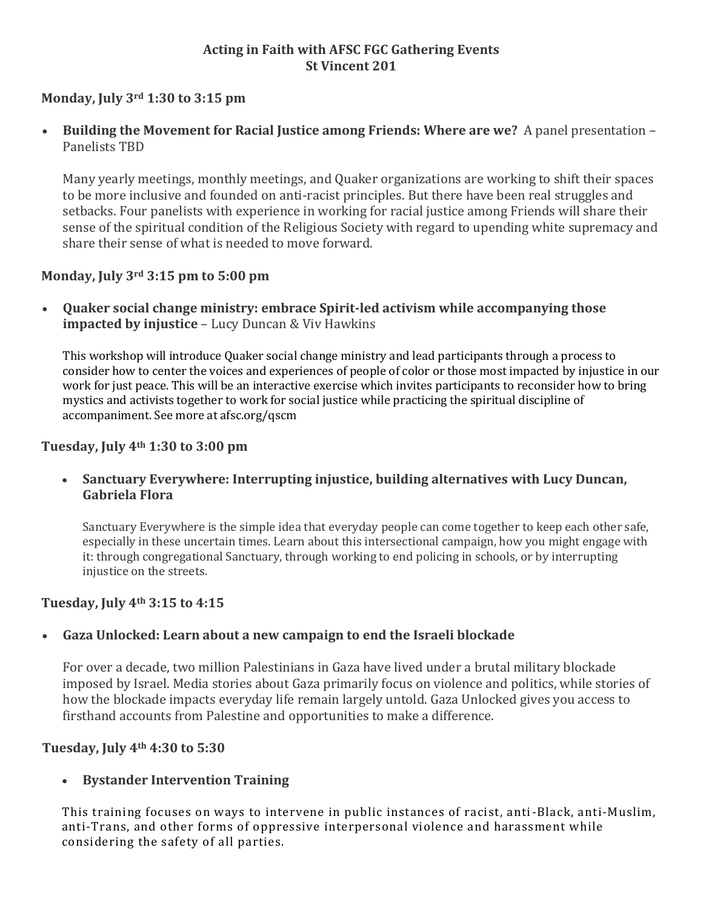# Acting in Faith with AFSC FGC Gathering Events
## St Vincent 201

### Monday, July 3rd 1:30 to 3:15 pm

- **Building the Movement for Racial Justice among Friends: Where are we?** A panel presentation – Panelists TBD

  Many yearly meetings, monthly meetings, and Quaker organizations are working to shift their spaces to be more inclusive and founded on anti-racist principles. But there have been real struggles and setbacks. Four panelists with experience in working for racial justice among Friends will share their sense of the spiritual condition of the Religious Society with regard to upending white supremacy and share their sense of what is needed to move forward.

### Monday, July 3rd 3:15 pm to 5:00 pm

- **Quaker social change ministry: embrace Spirit-led activism while accompanying those impacted by injustice** – Lucy Duncan & Viv Hawkins

  This workshop will introduce Quaker social change ministry and lead participants through a process to consider how to center the voices and experiences of people of color or those most impacted by injustice in our work for just peace. This will be an interactive exercise which invites participants to reconsider how to bring mystics and activists together to work for social justice while practicing the spiritual discipline of accompaniment. See more at afsc.org/qscm

### Tuesday, July 4th 1:30 to 3:00 pm

- **Sanctuary Everywhere: Interrupting injustice, building alternatives with Lucy Duncan, Gabriela Flora**

  Sanctuary Everywhere is the simple idea that everyday people can come together to keep each other safe, especially in these uncertain times. Learn about this intersectional campaign, how you might engage with it: through congregational Sanctuary, through working to end policing in schools, or by interrupting injustice on the streets.

### Tuesday, July 4th 3:15 to 4:15

- **Gaza Unlocked: Learn about a new campaign to end the Israeli blockade**

  For over a decade, two million Palestinians in Gaza have lived under a brutal military blockade imposed by Israel. Media stories about Gaza primarily focus on violence and politics, while stories of how the blockade impacts everyday life remain largely untold. Gaza Unlocked gives you access to firsthand accounts from Palestine and opportunities to make a difference.

### Tuesday, July 4th 4:30 to 5:30

- **Bystander Intervention Training**

  This training focuses on ways to intervene in public instances of racist, anti-Black, anti-Muslim, anti-Trans, and other forms of oppressive interpersonal violence and harassment while considering the safety of all parties.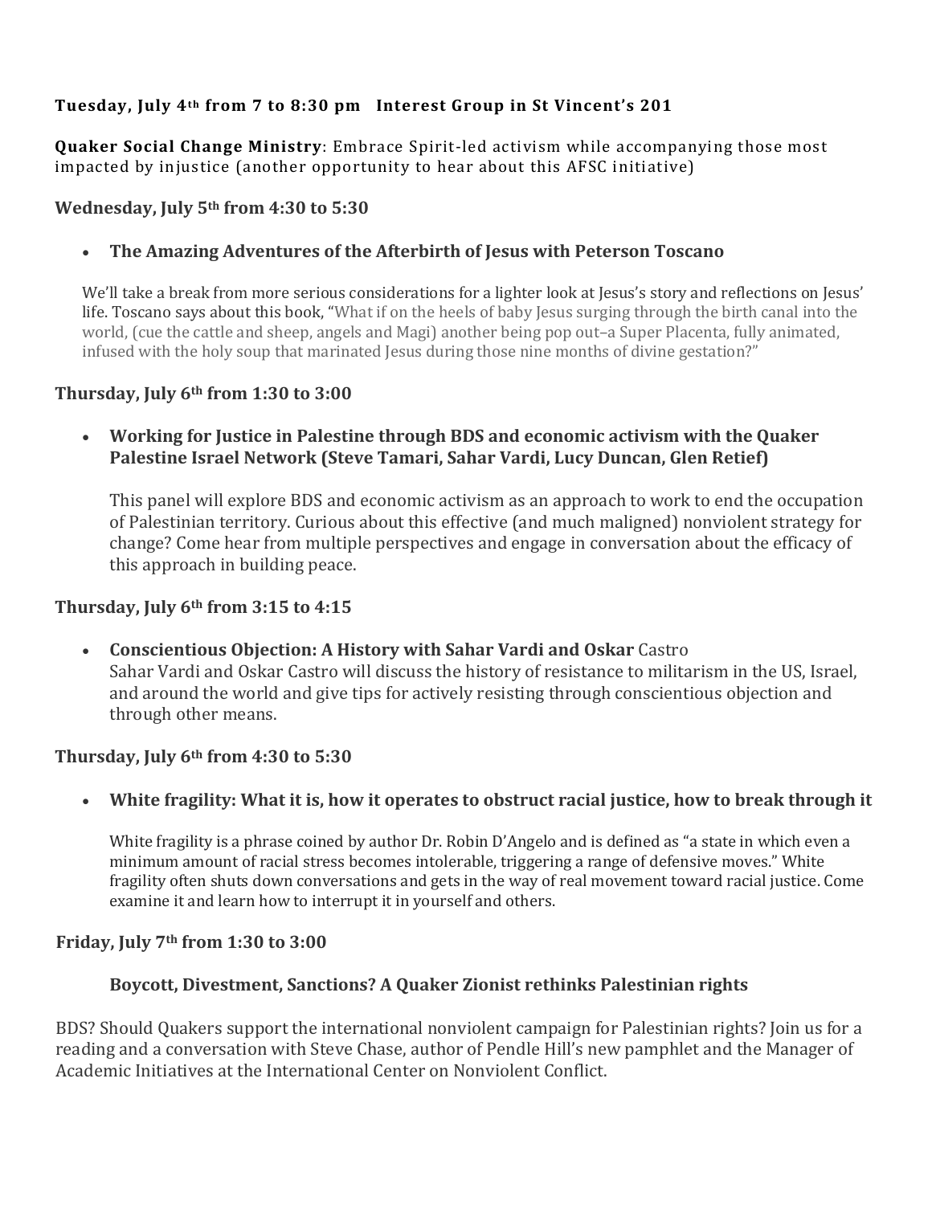**Tuesday, July 4th from 7 to 8:30 pm   Interest Group in St Vincent's 201**

**Quaker Social Change Ministry**: Embrace Spirit-led activism while accompanying those most impacted by injustice (another opportunity to hear about this AFSC initiative)

**Wednesday, July 5th from 4:30 to 5:30**

- **The Amazing Adventures of the Afterbirth of Jesus with Peterson Toscano**

  We'll take a break from more serious considerations for a lighter look at Jesus's story and reflections on Jesus' life. Toscano says about this book, "What if on the heels of baby Jesus surging through the birth canal into the world, (cue the cattle and sheep, angels and Magi) another being pop out–a Super Placenta, fully animated, infused with the holy soup that marinated Jesus during those nine months of divine gestation?"

**Thursday, July 6th from 1:30 to 3:00**

- **Working for Justice in Palestine through BDS and economic activism with the Quaker Palestine Israel Network (Steve Tamari, Sahar Vardi, Lucy Duncan, Glen Retief)**

  This panel will explore BDS and economic activism as an approach to work to end the occupation of Palestinian territory. Curious about this effective (and much maligned) nonviolent strategy for change? Come hear from multiple perspectives and engage in conversation about the efficacy of this approach in building peace.

**Thursday, July 6th from 3:15 to 4:15**

- **Conscientious Objection: A History with Sahar Vardi and Oskar** Castro
  Sahar Vardi and Oskar Castro will discuss the history of resistance to militarism in the US, Israel, and around the world and give tips for actively resisting through conscientious objection and through other means.

**Thursday, July 6th from 4:30 to 5:30**

- **White fragility: What it is, how it operates to obstruct racial justice, how to break through it**

  White fragility is a phrase coined by author Dr. Robin D'Angelo and is defined as "a state in which even a minimum amount of racial stress becomes intolerable, triggering a range of defensive moves." White fragility often shuts down conversations and gets in the way of real movement toward racial justice. Come examine it and learn how to interrupt it in yourself and others.

**Friday, July 7th from 1:30 to 3:00**

**Boycott, Divestment, Sanctions? A Quaker Zionist rethinks Palestinian rights**

BDS? Should Quakers support the international nonviolent campaign for Palestinian rights? Join us for a reading and a conversation with Steve Chase, author of Pendle Hill's new pamphlet and the Manager of Academic Initiatives at the International Center on Nonviolent Conflict.